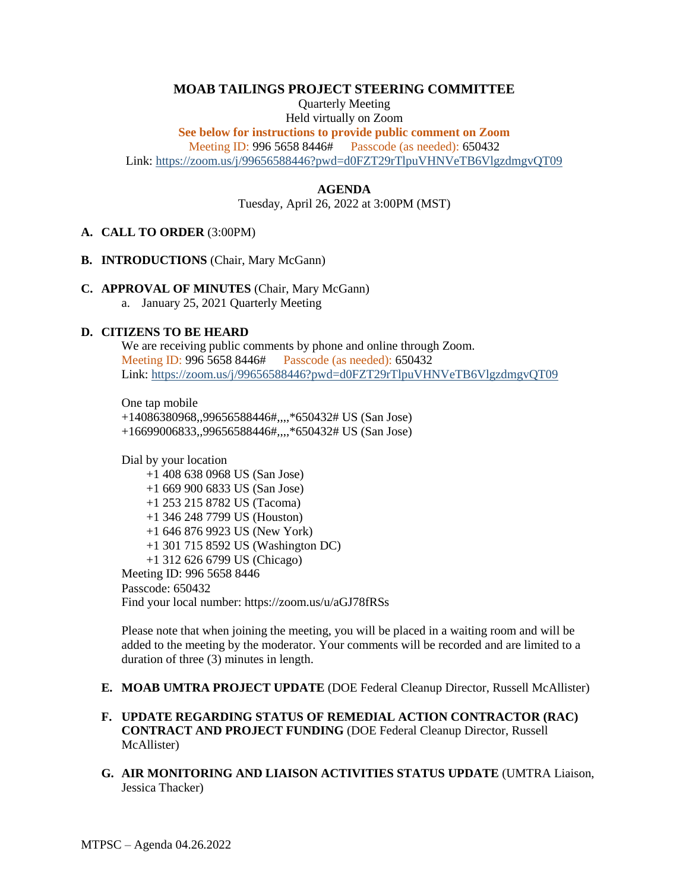# MOAB TAILINGS PROJECT STEERING COMMITTEE

Quarterly Meeting
Held virtually on Zoom

**See below for instructions to provide public comment on Zoom**

Meeting ID: 996 5658 8446# Passcode (as needed): 650432

Link: https://zoom.us/j/99656588446?pwd=d0FZT29rTlpuVHNVeTB6VlgzdmgvQT09

## AGENDA

Tuesday, April 26, 2022 at 3:00PM (MST)

**A. CALL TO ORDER** (3:00PM)

**B. INTRODUCTIONS** (Chair, Mary McGann)

**C. APPROVAL OF MINUTES** (Chair, Mary McGann)

a. January 25, 2021 Quarterly Meeting

**D. CITIZENS TO BE HEARD**

We are receiving public comments by phone and online through Zoom.

Meeting ID: 996 5658 8446# Passcode (as needed): 650432

Link: https://zoom.us/j/99656588446?pwd=d0FZT29rTlpuVHNVeTB6VlgzdmgvQT09

One tap mobile

+14086380968,,99656588446#,,,,*650432# US (San Jose)

+16699006833,,99656588446#,,,,*650432# US (San Jose)

Dial by your location

+1 408 638 0968 US (San Jose)

+1 669 900 6833 US (San Jose)

+1 253 215 8782 US (Tacoma)

+1 346 248 7799 US (Houston)

+1 646 876 9923 US (New York)

+1 301 715 8592 US (Washington DC)

+1 312 626 6799 US (Chicago)

Meeting ID: 996 5658 8446

Passcode: 650432

Find your local number: https://zoom.us/u/aGJ78fRSs

Please note that when joining the meeting, you will be placed in a waiting room and will be added to the meeting by the moderator. Your comments will be recorded and are limited to a duration of three (3) minutes in length.

**E. MOAB UMTRA PROJECT UPDATE** (DOE Federal Cleanup Director, Russell McAllister)

**F. UPDATE REGARDING STATUS OF REMEDIAL ACTION CONTRACTOR (RAC) CONTRACT AND PROJECT FUNDING** (DOE Federal Cleanup Director, Russell McAllister)

**G. AIR MONITORING AND LIAISON ACTIVITIES STATUS UPDATE** (UMTRA Liaison, Jessica Thacker)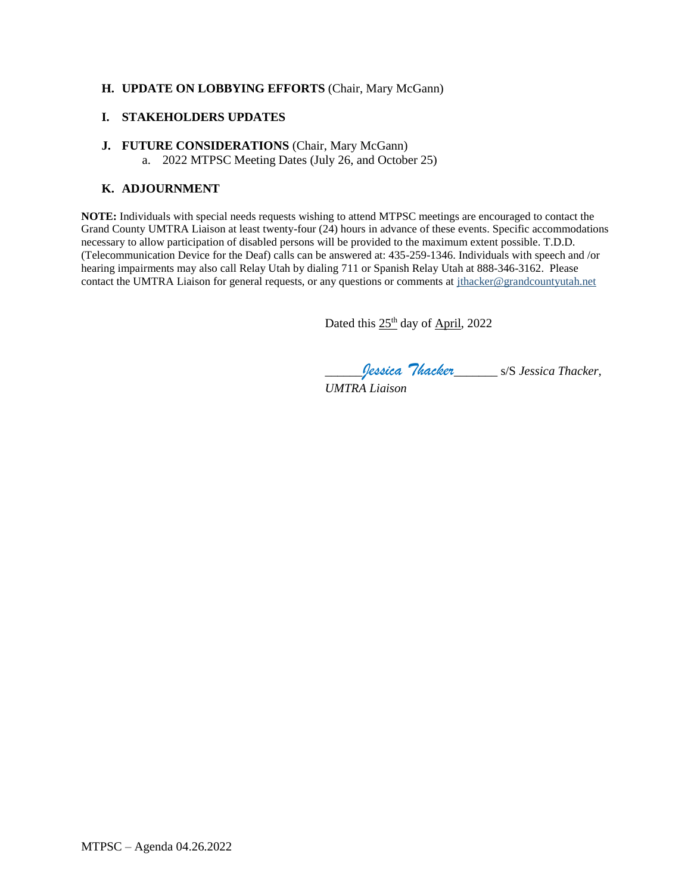**H. UPDATE ON LOBBYING EFFORTS** (Chair, Mary McGann)

**I. STAKEHOLDERS UPDATES**

**J. FUTURE CONSIDERATIONS** (Chair, Mary McGann)

a. 2022 MTPSC Meeting Dates (July 26, and October 25)

**K. ADJOURNMENT**

**NOTE:** Individuals with special needs requests wishing to attend MTPSC meetings are encouraged to contact the Grand County UMTRA Liaison at least twenty-four (24) hours in advance of these events. Specific accommodations necessary to allow participation of disabled persons will be provided to the maximum extent possible. T.D.D. (Telecommunication Device for the Deaf) calls can be answered at: 435-259-1346. Individuals with speech and /or hearing impairments may also call Relay Utah by dialing 711 or Spanish Relay Utah at 888-346-3162. Please contact the UMTRA Liaison for general requests, or any questions or comments at jthacker@grandcountyutah.net

Dated this 25th day of April, 2022

_____*Jessica Thacker*______ s/S *Jessica Thacker, UMTRA Liaison*